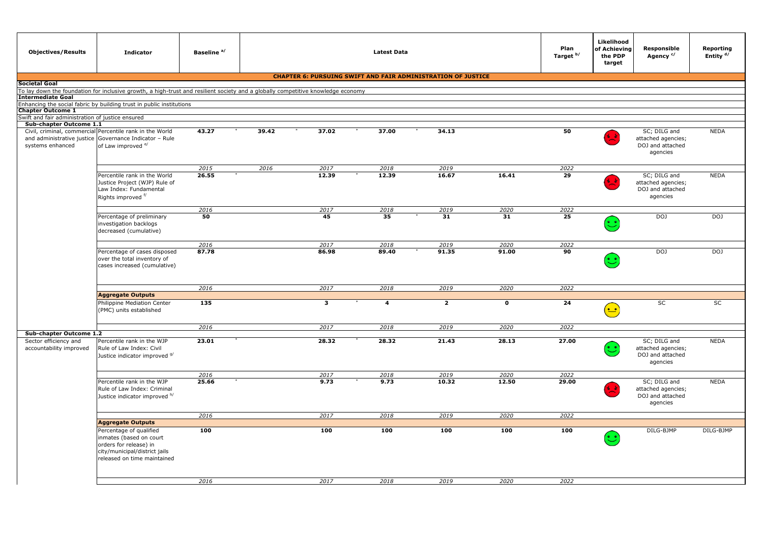| Objectives/Results | Indicator | Baseline [a/] | Latest Data | | | | | Plan Target [b/] | Likelihood of Achieving the PDP target | Responsible Agency [c/] | Reporting Entity [d/] |
|---|---|---|---|---|---|---|---|---|---|---|---|
| **CHAPTER 6: PURSUING SWIFT AND FAIR ADMINISTRATION OF JUSTICE** | | | | | | | | | | | |
| **Societal Goal** | | | | | | | | | | | |
| To lay down the foundation for inclusive growth, a high-trust and resilient society and a globally competitive knowledge economy | | | | | | | | | | | |
| **Intermediate Goal** | | | | | | | | | | | |
| Enhancing the social fabric by building trust in public institutions | | | | | | | | | | | |
| **Chapter Outcome 1** | | | | | | | | | | | |
| Swift and fair administration of justice ensured | | | | | | | | | | | |
| **Sub-chapter Outcome 1.1** | | | | | | | | | | | |
| Civil, criminal, commercial and administrative justice systems enhanced | Percentile rank in the World Governance Indicator – Rule of Law improved [e/] | **43.27** * | **39.42** * | **37.02** * | **37.00** * | **34.13** | | **50** | Red (sad) | SC; DILG and attached agencies; DOJ and attached agencies | NEDA |
| | | *2015* | *2016* | *2017* | *2018* | *2019* | | *2022* | | | |
| | Percentile rank in the World Justice Project (WJP) Rule of Law Index: Fundamental Rights improved [f/] | **26.55** * | | **12.39** * | **12.39** | **16.67** | **16.41** | **29** | Red (sad) | SC; DILG and attached agencies; DOJ and attached agencies | NEDA |
| | | *2016* | | *2017* | *2018* | *2019* | *2020* | *2022* | | | |
| | Percentage of preliminary investigation backlogs decreased (cumulative) | **50** | | **45** | **35** * | **31** | **31** | **25** | Green (happy) | DOJ | DOJ |
| | | *2016* | | *2017* | *2018* | *2019* | *2020* | *2022* | | | |
| | Percentage of cases disposed over the total inventory of cases increased (cumulative) | **87.78** | | **86.98** | **89.40** * | **91.35** | **91.00** | **90** | Green (happy) | DOJ | DOJ |
| | | *2016* | | *2017* | *2018* | *2019* | *2020* | *2022* | | | |
| | **Aggregate Outputs** | | | | | | | | | | |
| | Philippine Mediation Center (PMC) units established | **135** | | **3** * | **4** | **2** | **0** | **24** | Yellow (neutral) | SC | SC |
| | | *2016* | | *2017* | *2018* | *2019* | *2020* | *2022* | | | |
| **Sub-chapter Outcome 1.2** | | | | | | | | | | | |
| Sector efficiency and accountability improved | Percentile rank in the WJP Rule of Law Index: Civil Justice indicator improved [g/] | **23.01** * | | **28.32** * | **28.32** | **21.43** | **28.13** | **27.00** | Green (happy) | SC; DILG and attached agencies; DOJ and attached agencies | NEDA |
| | | *2016* | | *2017* | *2018* | *2019* | *2020* | *2022* | | | |
| | Percentile rank in the WJP Rule of Law Index: Criminal Justice indicator improved [h/] | **25.66** * | | **9.73** * | **9.73** | **10.32** | **12.50** | **29.00** | Red (sad) | SC; DILG and attached agencies; DOJ and attached agencies | NEDA |
| | | *2016* | | *2017* | *2018* | *2019* | *2020* | *2022* | | | |
| | **Aggregate Outputs** | | | | | | | | | | |
| | Percentage of qualified inmates (based on court orders for release) in city/municipal/district jails released on time maintained | **100** | | **100** | **100** | **100** | **100** | **100** | Green (happy) | DILG-BJMP | DILG-BJMP |
| | | *2016* | | *2017* | *2018* | *2019* | *2020* | *2022* | | | |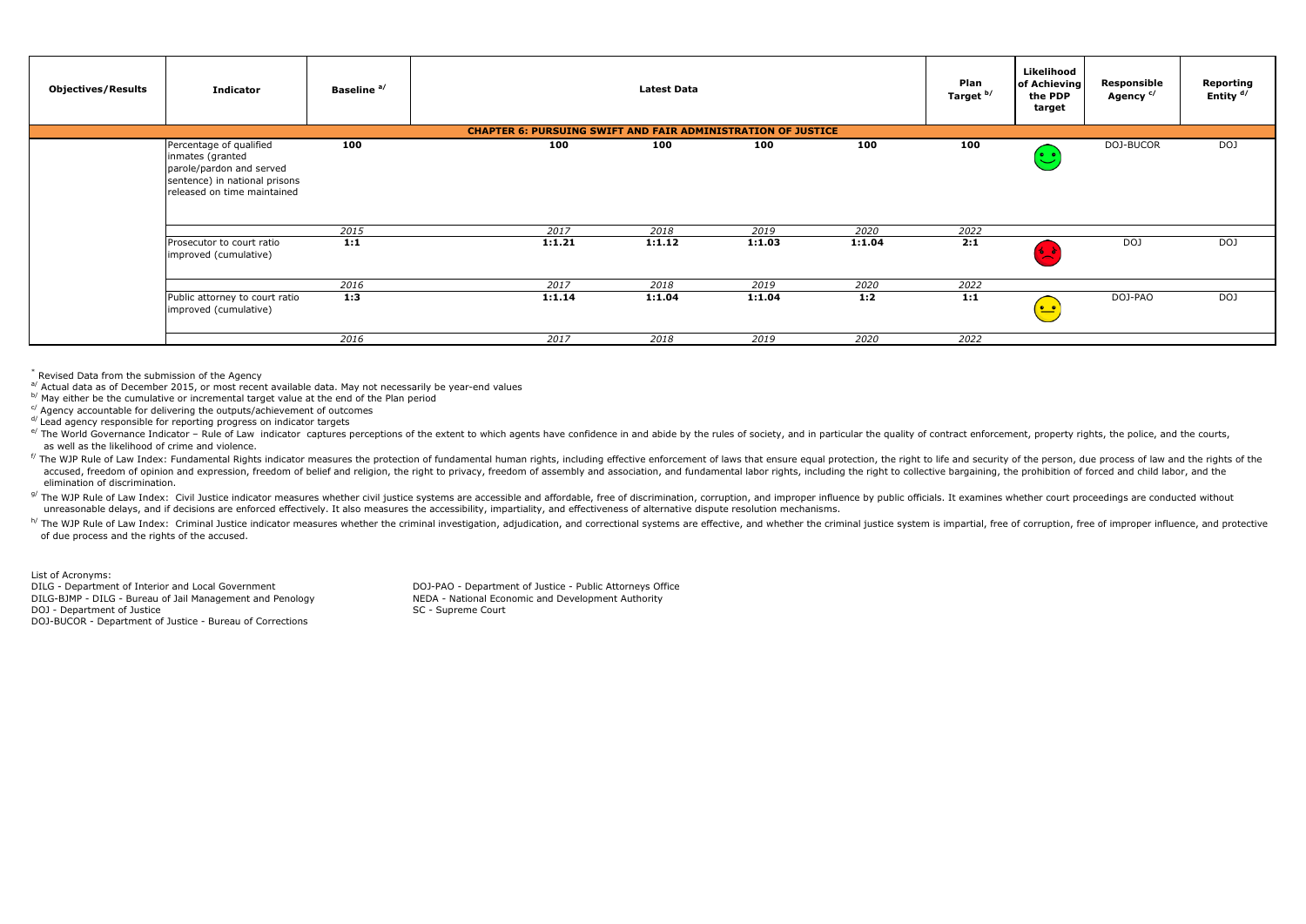| Objectives/Results | Indicator | Baseline [a/] | Latest Data | | | | Plan Target [b/] | Likelihood of Achieving the PDP target | Responsible Agency [c/] | Reporting Entity [d/] |
|---|---|---|---|---|---|---|---|---|---|---|
| **CHAPTER 6: PURSUING SWIFT AND FAIR ADMINISTRATION OF JUSTICE** | | | | | | | | | | |
| | Percentage of qualified inmates (granted parole/pardon and served sentence) in national prisons released on time maintained | **100** | **100** | **100** | **100** | **100** | **100** | 🙂 | DOJ-BUCOR | DOJ |
| | | *2015* | *2017* | *2018* | *2019* | *2020* | *2022* | | | |
| | Prosecutor to court ratio improved (cumulative) | **1:1** | **1:1.21** | **1:1.12** | **1:1.03** | **1:1.04** | **2:1** | ☹️ | DOJ | DOJ |
| | | *2016* | *2017* | *2018* | *2019* | *2020* | *2022* | | | |
| | Public attorney to court ratio improved (cumulative) | **1:3** | **1:1.14** | **1:1.04** | **1:1.04** | **1:2** | **1:1** | 😐 | DOJ-PAO | DOJ |
| | | *2016* | *2017* | *2018* | *2019* | *2020* | *2022* | | | |

[*] Revised Data from the submission of the Agency

[a/] Actual data as of December 2015, or most recent available data. May not necessarily be year-end values

[b/] May either be the cumulative or incremental target value at the end of the Plan period

[c/] Agency accountable for delivering the outputs/achievement of outcomes

[d/] Lead agency responsible for reporting progress on indicator targets

[e/] The World Governance Indicator – Rule of Law indicator captures perceptions of the extent to which agents have confidence in and abide by the rules of society, and in particular the quality of contract enforcement, property rights, the police, and the courts, as well as the likelihood of crime and violence.

[f/] The WJP Rule of Law Index: Fundamental Rights indicator measures the protection of fundamental human rights, including effective enforcement of laws that ensure equal protection, the right to life and security of the person, due process of law and the rights of the accused, freedom of opinion and expression, freedom of belief and religion, the right to privacy, freedom of assembly and association, and fundamental labor rights, including the right to collective bargaining, the prohibition of forced and child labor, and the elimination of discrimination.

[g/] The WJP Rule of Law Index: Civil Justice indicator measures whether civil justice systems are accessible and affordable, free of discrimination, corruption, and improper influence by public officials. It examines whether court proceedings are conducted without unreasonable delays, and if decisions are enforced effectively. It also measures the accessibility, impartiality, and effectiveness of alternative dispute resolution mechanisms.

[h/] The WJP Rule of Law Index: Criminal Justice indicator measures whether the criminal investigation, adjudication, and correctional systems are effective, and whether the criminal justice system is impartial, free of corruption, free of improper influence, and protective of due process and the rights of the accused.

List of Acronyms:

DILG - Department of Interior and Local Government
DILG-BJMP - DILG - Bureau of Jail Management and Penology
DOJ - Department of Justice
DOJ-BUCOR - Department of Justice - Bureau of Corrections
DOJ-PAO - Department of Justice - Public Attorneys Office
NEDA - National Economic and Development Authority
SC - Supreme Court